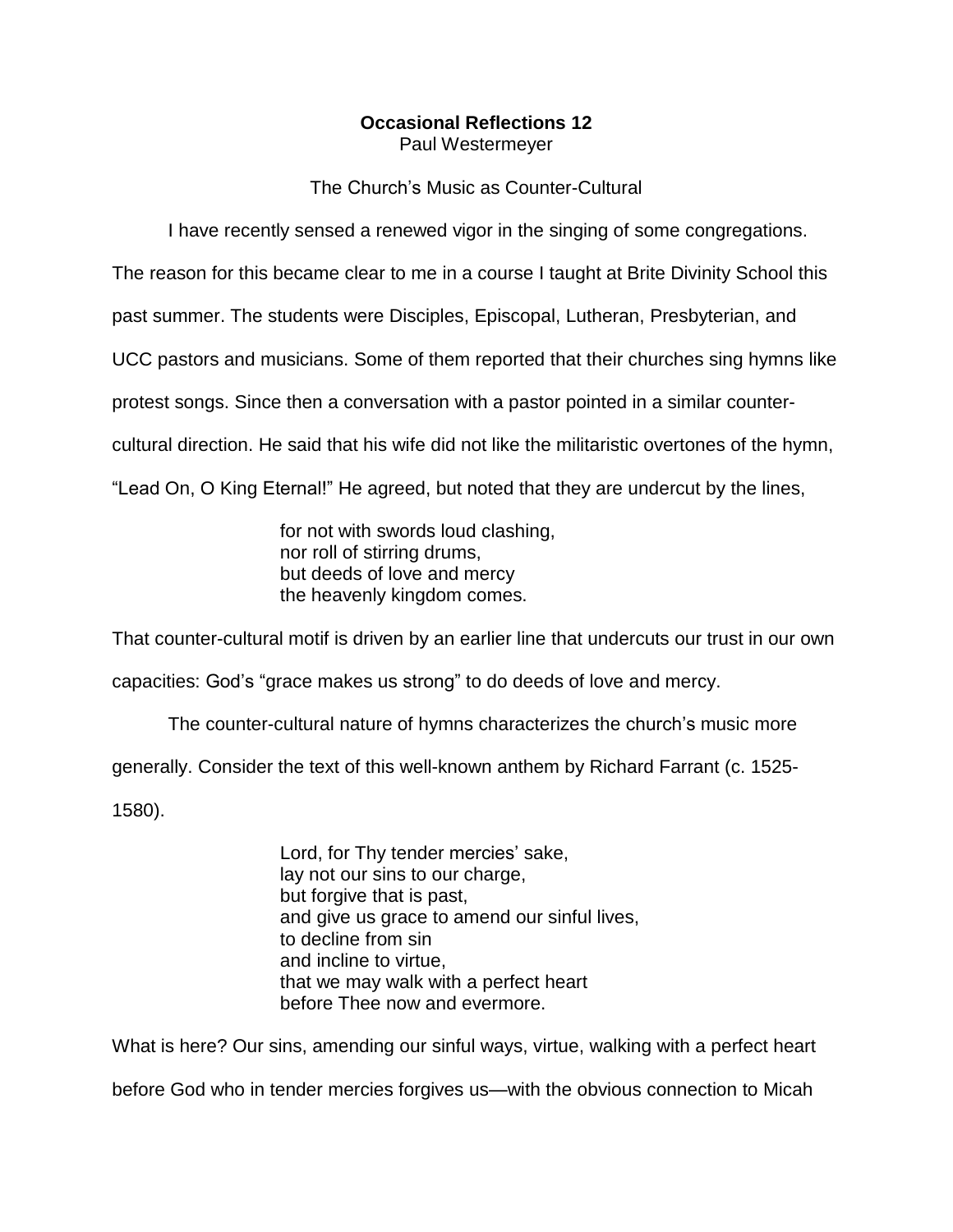# Occasional Reflections 12

Paul Westermeyer

## The Church's Music as Counter-Cultural

I have recently sensed a renewed vigor in the singing of some congregations. The reason for this became clear to me in a course I taught at Brite Divinity School this past summer. The students were Disciples, Episcopal, Lutheran, Presbyterian, and UCC pastors and musicians. Some of them reported that their churches sing hymns like protest songs. Since then a conversation with a pastor pointed in a similar counter-cultural direction. He said that his wife did not like the militaristic overtones of the hymn, "Lead On, O King Eternal!" He agreed, but noted that they are undercut by the lines,

> for not with swords loud clashing,
> nor roll of stirring drums,
> but deeds of love and mercy
> the heavenly kingdom comes.

That counter-cultural motif is driven by an earlier line that undercuts our trust in our own capacities: God's "grace makes us strong" to do deeds of love and mercy.

The counter-cultural nature of hymns characterizes the church's music more generally. Consider the text of this well-known anthem by Richard Farrant (c. 1525-1580).

> Lord, for Thy tender mercies' sake,
> lay not our sins to our charge,
> but forgive that is past,
> and give us grace to amend our sinful lives,
> to decline from sin
> and incline to virtue,
> that we may walk with a perfect heart
> before Thee now and evermore.

What is here? Our sins, amending our sinful ways, virtue, walking with a perfect heart before God who in tender mercies forgives us—with the obvious connection to Micah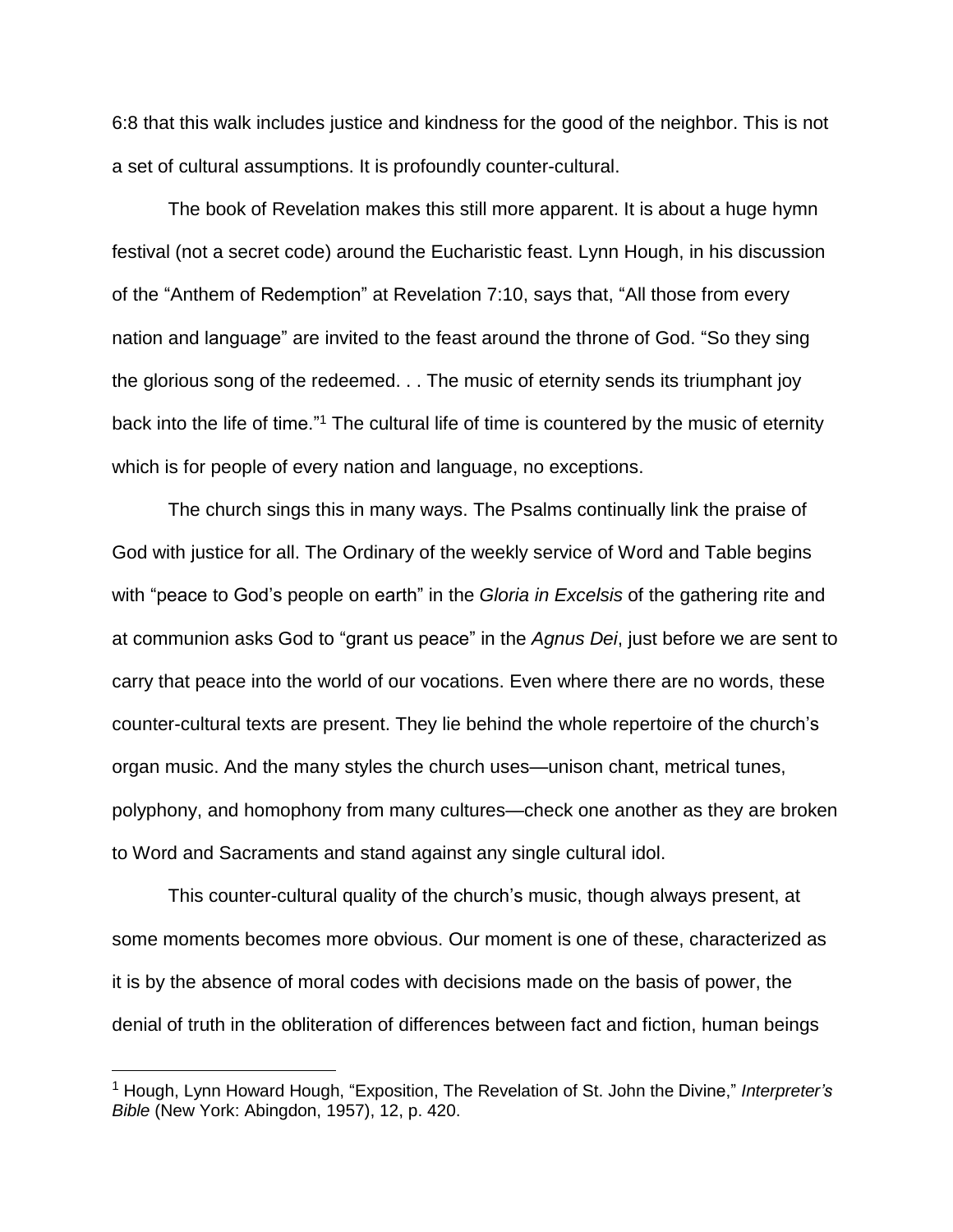6:8 that this walk includes justice and kindness for the good of the neighbor. This is not a set of cultural assumptions. It is profoundly counter-cultural.

The book of Revelation makes this still more apparent. It is about a huge hymn festival (not a secret code) around the Eucharistic feast. Lynn Hough, in his discussion of the "Anthem of Redemption" at Revelation 7:10, says that, "All those from every nation and language" are invited to the feast around the throne of God. "So they sing the glorious song of the redeemed. . . The music of eternity sends its triumphant joy back into the life of time."[1] The cultural life of time is countered by the music of eternity which is for people of every nation and language, no exceptions.

The church sings this in many ways. The Psalms continually link the praise of God with justice for all. The Ordinary of the weekly service of Word and Table begins with "peace to God's people on earth" in the *Gloria in Excelsis* of the gathering rite and at communion asks God to "grant us peace" in the *Agnus Dei*, just before we are sent to carry that peace into the world of our vocations. Even where there are no words, these counter-cultural texts are present. They lie behind the whole repertoire of the church's organ music. And the many styles the church uses—unison chant, metrical tunes, polyphony, and homophony from many cultures—check one another as they are broken to Word and Sacraments and stand against any single cultural idol.

This counter-cultural quality of the church's music, though always present, at some moments becomes more obvious. Our moment is one of these, characterized as it is by the absence of moral codes with decisions made on the basis of power, the denial of truth in the obliteration of differences between fact and fiction, human beings

---

[1] Hough, Lynn Howard Hough, "Exposition, The Revelation of St. John the Divine," *Interpreter's Bible* (New York: Abingdon, 1957), 12, p. 420.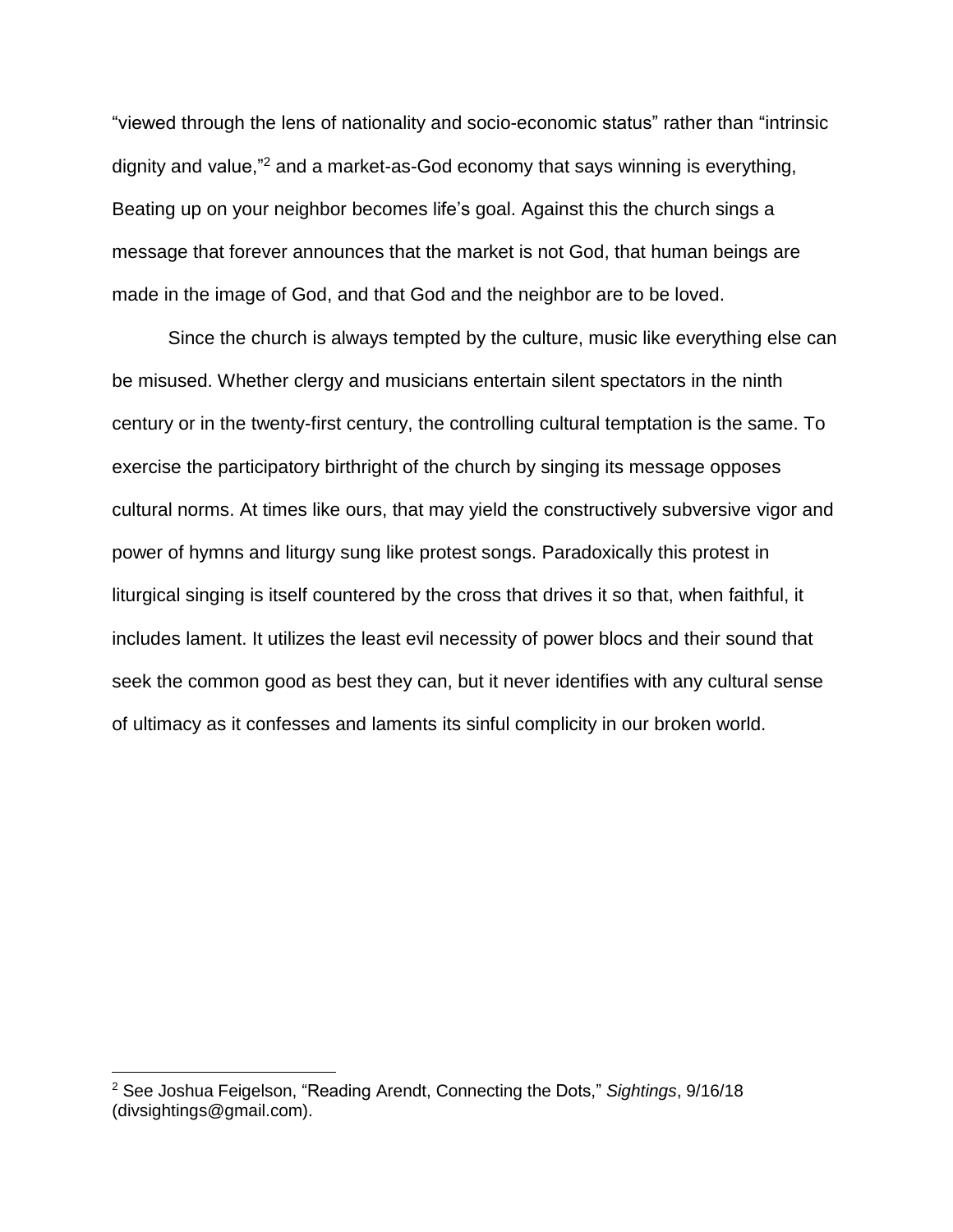"viewed through the lens of nationality and socio-economic status" rather than "intrinsic dignity and value,"[2] and a market-as-God economy that says winning is everything, Beating up on your neighbor becomes life's goal. Against this the church sings a message that forever announces that the market is not God, that human beings are made in the image of God, and that God and the neighbor are to be loved.

Since the church is always tempted by the culture, music like everything else can be misused. Whether clergy and musicians entertain silent spectators in the ninth century or in the twenty-first century, the controlling cultural temptation is the same. To exercise the participatory birthright of the church by singing its message opposes cultural norms. At times like ours, that may yield the constructively subversive vigor and power of hymns and liturgy sung like protest songs. Paradoxically this protest in liturgical singing is itself countered by the cross that drives it so that, when faithful, it includes lament. It utilizes the least evil necessity of power blocs and their sound that seek the common good as best they can, but it never identifies with any cultural sense of ultimacy as it confesses and laments its sinful complicity in our broken world.

---

[2] See Joshua Feigelson, "Reading Arendt, Connecting the Dots," *Sightings*, 9/16/18 (divsightings@gmail.com).